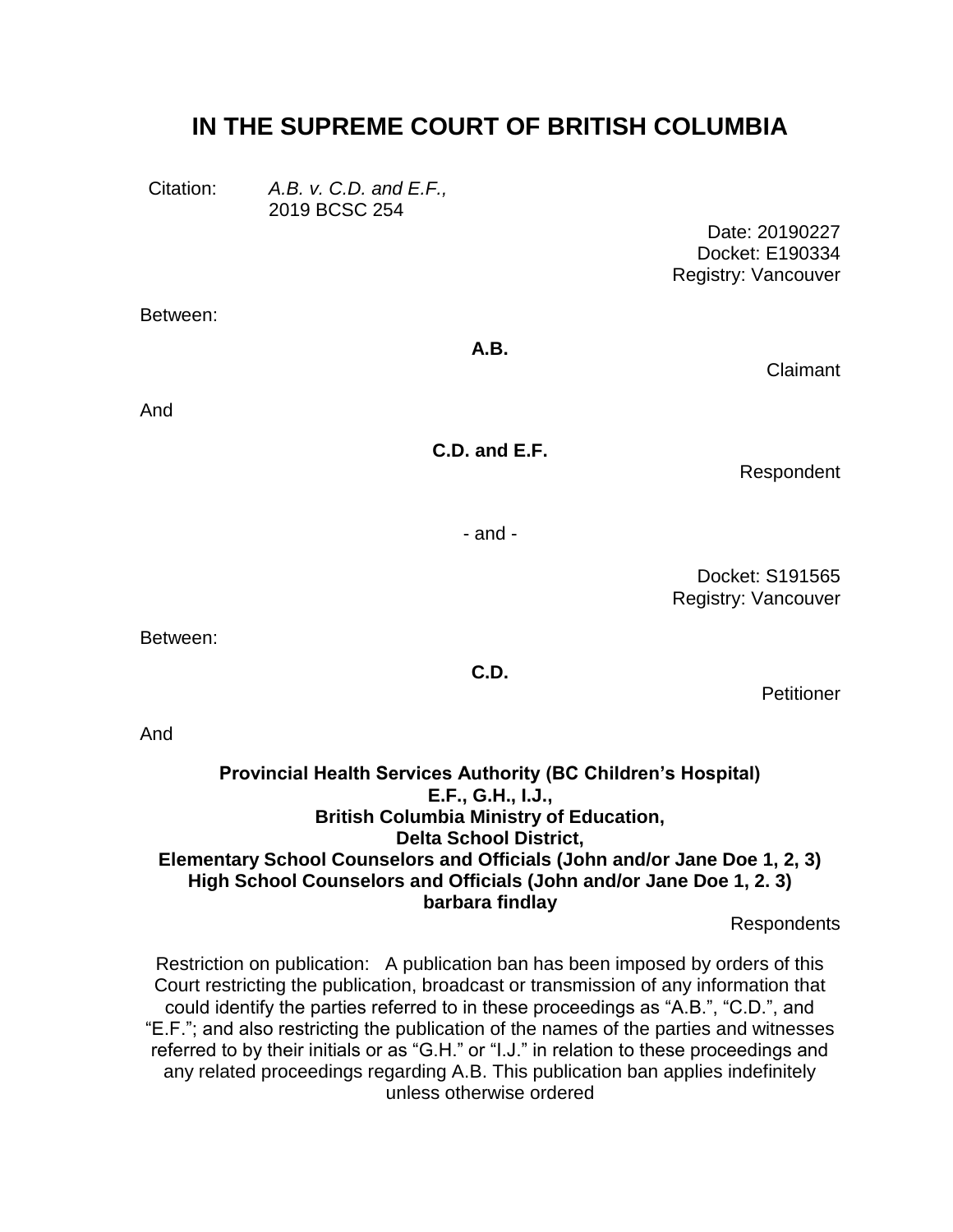# IN THE SUPREME COURT OF BRITISH COLUMBIA

Citation: *A.B. v. C.D. and E.F.,* 2019 BCSC 254

Date: 20190227
Docket: E190334
Registry: Vancouver

Between:

**A.B.**

Claimant

And

**C.D. and E.F.**

Respondent

- and -

Docket: S191565
Registry: Vancouver

Between:

**C.D.**

Petitioner

And

**Provincial Health Services Authority (BC Children's Hospital)**
**E.F., G.H., I.J.,**
**British Columbia Ministry of Education,**
**Delta School District,**
**Elementary School Counselors and Officials (John and/or Jane Doe 1, 2, 3)**
**High School Counselors and Officials (John and/or Jane Doe 1, 2. 3)**
**barbara findlay**

Respondents

Restriction on publication: A publication ban has been imposed by orders of this Court restricting the publication, broadcast or transmission of any information that could identify the parties referred to in these proceedings as "A.B.", "C.D.", and "E.F."; and also restricting the publication of the names of the parties and witnesses referred to by their initials or as "G.H." or "I.J." in relation to these proceedings and any related proceedings regarding A.B. This publication ban applies indefinitely unless otherwise ordered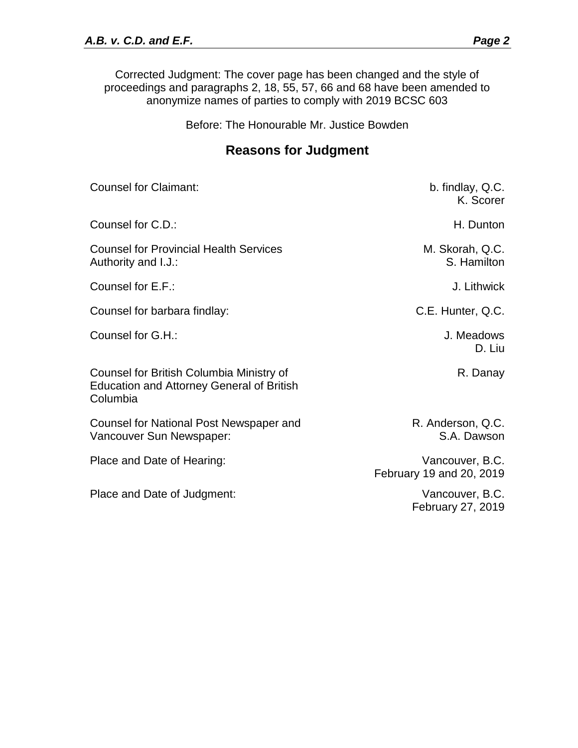Corrected Judgment: The cover page has been changed and the style of proceedings and paragraphs 2, 18, 55, 57, 66 and 68 have been amended to anonymize names of parties to comply with 2019 BCSC 603

Before: The Honourable Mr. Justice Bowden

## Reasons for Judgment

| | |
|---|---|
| Counsel for Claimant: | b. findlay, Q.C.<br>K. Scorer |
| Counsel for C.D.: | H. Dunton |
| Counsel for Provincial Health Services Authority and I.J.: | M. Skorah, Q.C.<br>S. Hamilton |
| Counsel for E.F.: | J. Lithwick |
| Counsel for barbara findlay: | C.E. Hunter, Q.C. |
| Counsel for G.H.: | J. Meadows<br>D. Liu |
| Counsel for British Columbia Ministry of Education and Attorney General of British Columbia | R. Danay |
| Counsel for National Post Newspaper and Vancouver Sun Newspaper: | R. Anderson, Q.C.<br>S.A. Dawson |
| Place and Date of Hearing: | Vancouver, B.C.<br>February 19 and 20, 2019 |
| Place and Date of Judgment: | Vancouver, B.C.<br>February 27, 2019 |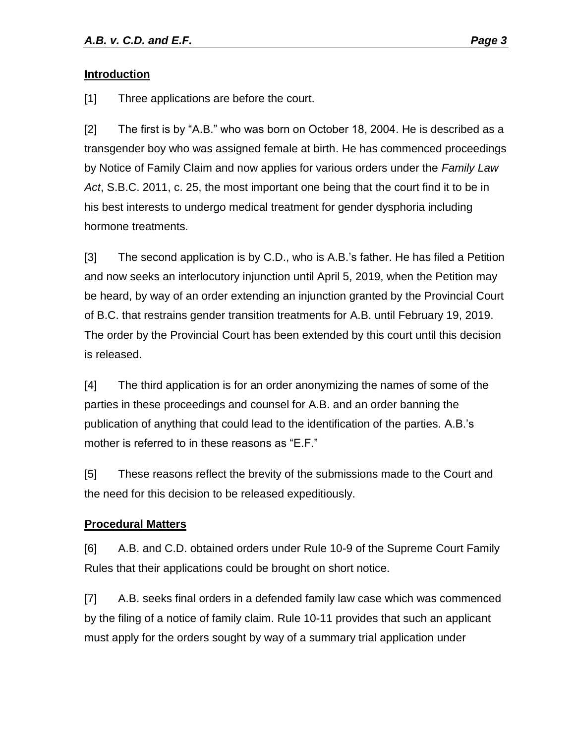## Introduction

[1] Three applications are before the court.

[2] The first is by "A.B." who was born on October 18, 2004. He is described as a transgender boy who was assigned female at birth. He has commenced proceedings by Notice of Family Claim and now applies for various orders under the *Family Law Act*, S.B.C. 2011, c. 25, the most important one being that the court find it to be in his best interests to undergo medical treatment for gender dysphoria including hormone treatments.

[3] The second application is by C.D., who is A.B.'s father. He has filed a Petition and now seeks an interlocutory injunction until April 5, 2019, when the Petition may be heard, by way of an order extending an injunction granted by the Provincial Court of B.C. that restrains gender transition treatments for A.B. until February 19, 2019. The order by the Provincial Court has been extended by this court until this decision is released.

[4] The third application is for an order anonymizing the names of some of the parties in these proceedings and counsel for A.B. and an order banning the publication of anything that could lead to the identification of the parties. A.B.'s mother is referred to in these reasons as "E.F."

[5] These reasons reflect the brevity of the submissions made to the Court and the need for this decision to be released expeditiously.

## Procedural Matters

[6] A.B. and C.D. obtained orders under Rule 10-9 of the Supreme Court Family Rules that their applications could be brought on short notice.

[7] A.B. seeks final orders in a defended family law case which was commenced by the filing of a notice of family claim. Rule 10-11 provides that such an applicant must apply for the orders sought by way of a summary trial application under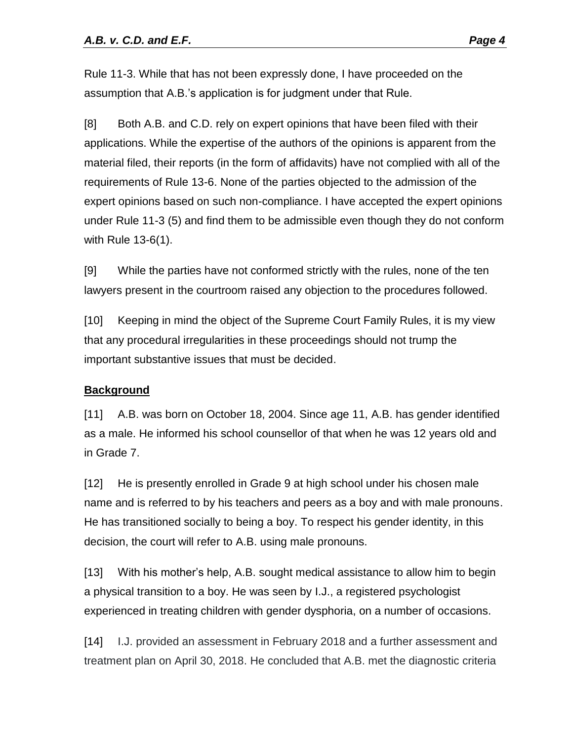Rule 11-3. While that has not been expressly done, I have proceeded on the assumption that A.B.'s application is for judgment under that Rule.

[8] Both A.B. and C.D. rely on expert opinions that have been filed with their applications. While the expertise of the authors of the opinions is apparent from the material filed, their reports (in the form of affidavits) have not complied with all of the requirements of Rule 13-6. None of the parties objected to the admission of the expert opinions based on such non-compliance. I have accepted the expert opinions under Rule 11-3 (5) and find them to be admissible even though they do not conform with Rule 13-6(1).

[9] While the parties have not conformed strictly with the rules, none of the ten lawyers present in the courtroom raised any objection to the procedures followed.

[10] Keeping in mind the object of the Supreme Court Family Rules, it is my view that any procedural irregularities in these proceedings should not trump the important substantive issues that must be decided.

## Background

[11] A.B. was born on October 18, 2004. Since age 11, A.B. has gender identified as a male. He informed his school counsellor of that when he was 12 years old and in Grade 7.

[12] He is presently enrolled in Grade 9 at high school under his chosen male name and is referred to by his teachers and peers as a boy and with male pronouns. He has transitioned socially to being a boy. To respect his gender identity, in this decision, the court will refer to A.B. using male pronouns.

[13] With his mother's help, A.B. sought medical assistance to allow him to begin a physical transition to a boy. He was seen by I.J., a registered psychologist experienced in treating children with gender dysphoria, on a number of occasions.

[14] I.J. provided an assessment in February 2018 and a further assessment and treatment plan on April 30, 2018. He concluded that A.B. met the diagnostic criteria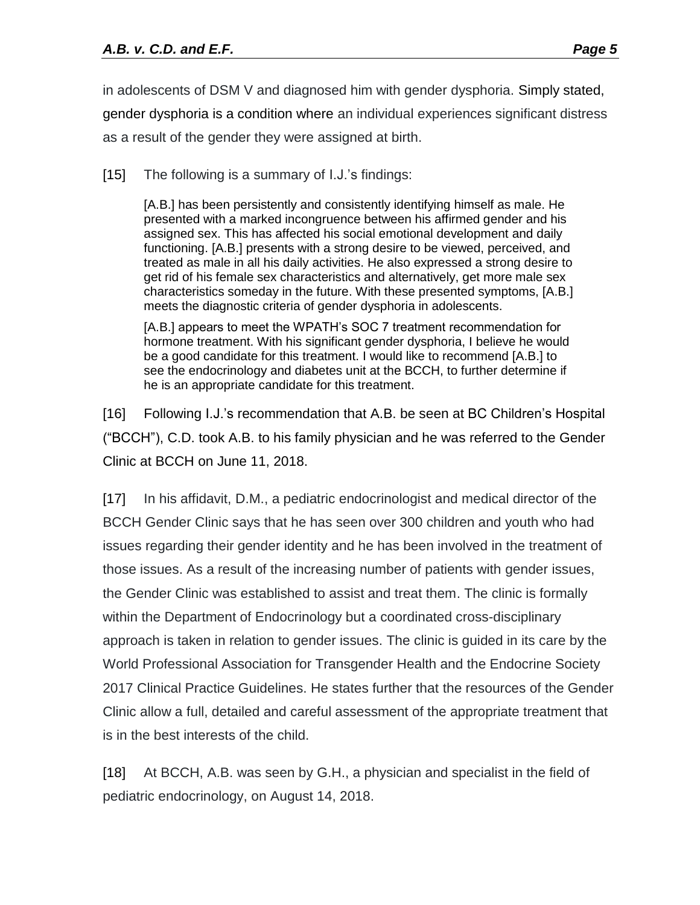in adolescents of DSM V and diagnosed him with gender dysphoria. Simply stated, gender dysphoria is a condition where an individual experiences significant distress as a result of the gender they were assigned at birth.

[15] The following is a summary of I.J.'s findings:

> [A.B.] has been persistently and consistently identifying himself as male. He presented with a marked incongruence between his affirmed gender and his assigned sex. This has affected his social emotional development and daily functioning. [A.B.] presents with a strong desire to be viewed, perceived, and treated as male in all his daily activities. He also expressed a strong desire to get rid of his female sex characteristics and alternatively, get more male sex characteristics someday in the future. With these presented symptoms, [A.B.] meets the diagnostic criteria of gender dysphoria in adolescents.
>
> [A.B.] appears to meet the WPATH's SOC 7 treatment recommendation for hormone treatment. With his significant gender dysphoria, I believe he would be a good candidate for this treatment. I would like to recommend [A.B.] to see the endocrinology and diabetes unit at the BCCH, to further determine if he is an appropriate candidate for this treatment.

[16] Following I.J.'s recommendation that A.B. be seen at BC Children's Hospital ("BCCH"), C.D. took A.B. to his family physician and he was referred to the Gender Clinic at BCCH on June 11, 2018.

[17] In his affidavit, D.M., a pediatric endocrinologist and medical director of the BCCH Gender Clinic says that he has seen over 300 children and youth who had issues regarding their gender identity and he has been involved in the treatment of those issues. As a result of the increasing number of patients with gender issues, the Gender Clinic was established to assist and treat them. The clinic is formally within the Department of Endocrinology but a coordinated cross-disciplinary approach is taken in relation to gender issues. The clinic is guided in its care by the World Professional Association for Transgender Health and the Endocrine Society 2017 Clinical Practice Guidelines. He states further that the resources of the Gender Clinic allow a full, detailed and careful assessment of the appropriate treatment that is in the best interests of the child.

[18] At BCCH, A.B. was seen by G.H., a physician and specialist in the field of pediatric endocrinology, on August 14, 2018.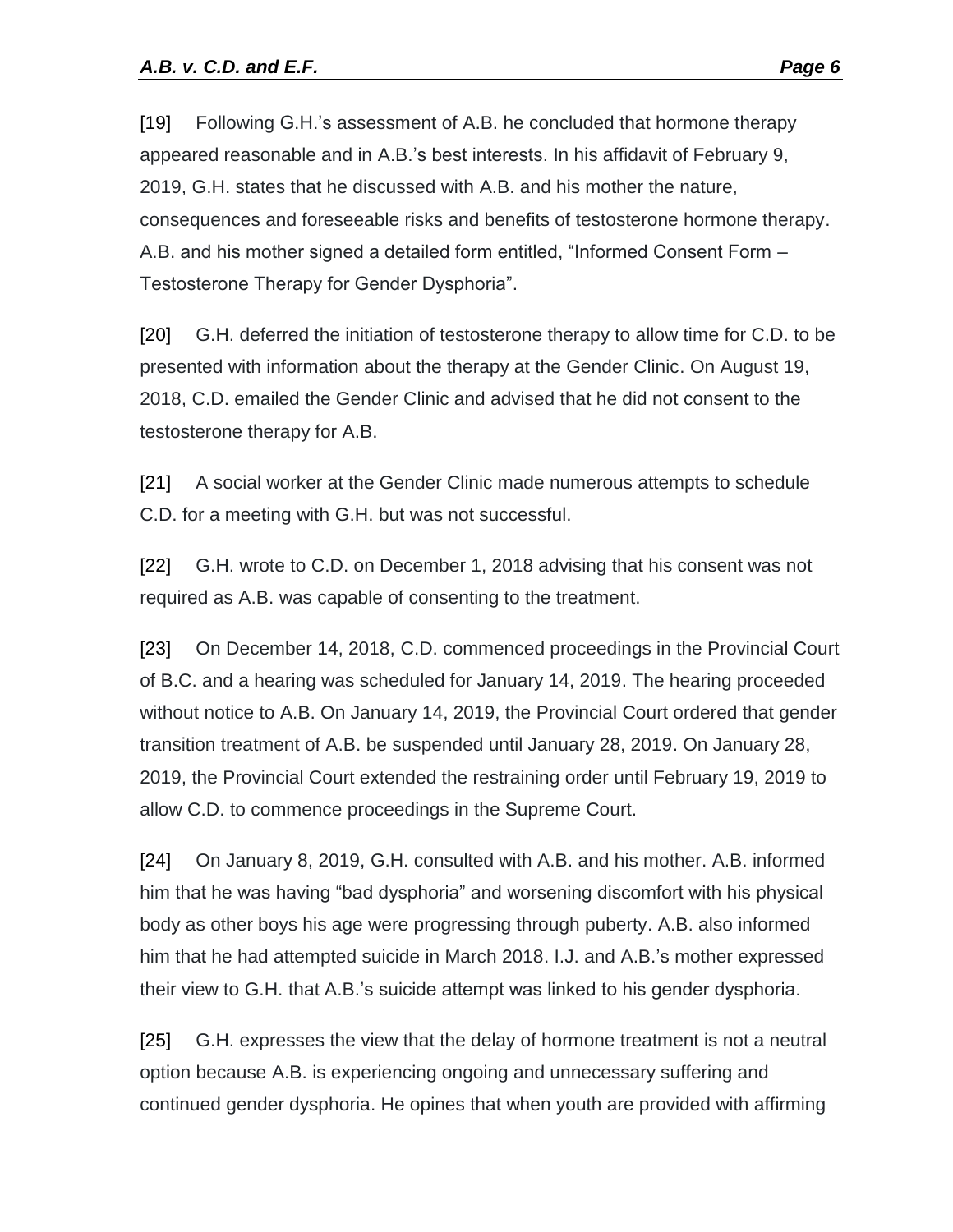[19] Following G.H.'s assessment of A.B. he concluded that hormone therapy appeared reasonable and in A.B.'s best interests. In his affidavit of February 9, 2019, G.H. states that he discussed with A.B. and his mother the nature, consequences and foreseeable risks and benefits of testosterone hormone therapy. A.B. and his mother signed a detailed form entitled, "Informed Consent Form – Testosterone Therapy for Gender Dysphoria".

[20] G.H. deferred the initiation of testosterone therapy to allow time for C.D. to be presented with information about the therapy at the Gender Clinic. On August 19, 2018, C.D. emailed the Gender Clinic and advised that he did not consent to the testosterone therapy for A.B.

[21] A social worker at the Gender Clinic made numerous attempts to schedule C.D. for a meeting with G.H. but was not successful.

[22] G.H. wrote to C.D. on December 1, 2018 advising that his consent was not required as A.B. was capable of consenting to the treatment.

[23] On December 14, 2018, C.D. commenced proceedings in the Provincial Court of B.C. and a hearing was scheduled for January 14, 2019. The hearing proceeded without notice to A.B. On January 14, 2019, the Provincial Court ordered that gender transition treatment of A.B. be suspended until January 28, 2019. On January 28, 2019, the Provincial Court extended the restraining order until February 19, 2019 to allow C.D. to commence proceedings in the Supreme Court.

[24] On January 8, 2019, G.H. consulted with A.B. and his mother. A.B. informed him that he was having "bad dysphoria" and worsening discomfort with his physical body as other boys his age were progressing through puberty. A.B. also informed him that he had attempted suicide in March 2018. I.J. and A.B.'s mother expressed their view to G.H. that A.B.'s suicide attempt was linked to his gender dysphoria.

[25] G.H. expresses the view that the delay of hormone treatment is not a neutral option because A.B. is experiencing ongoing and unnecessary suffering and continued gender dysphoria. He opines that when youth are provided with affirming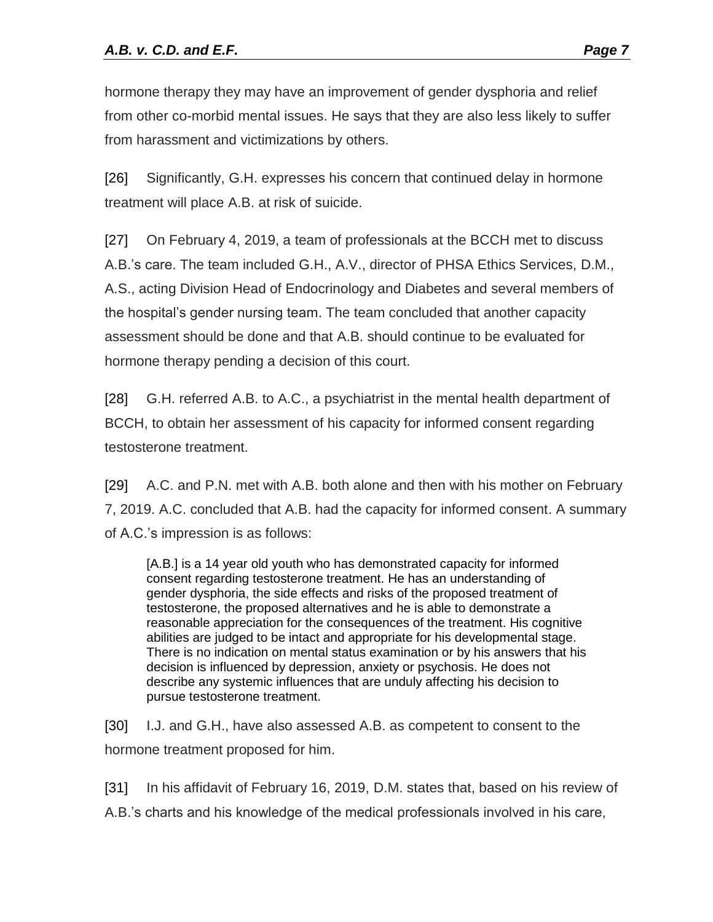hormone therapy they may have an improvement of gender dysphoria and relief from other co-morbid mental issues. He says that they are also less likely to suffer from harassment and victimizations by others.

[26] Significantly, G.H. expresses his concern that continued delay in hormone treatment will place A.B. at risk of suicide.

[27] On February 4, 2019, a team of professionals at the BCCH met to discuss A.B.'s care. The team included G.H., A.V., director of PHSA Ethics Services, D.M., A.S., acting Division Head of Endocrinology and Diabetes and several members of the hospital's gender nursing team. The team concluded that another capacity assessment should be done and that A.B. should continue to be evaluated for hormone therapy pending a decision of this court.

[28] G.H. referred A.B. to A.C., a psychiatrist in the mental health department of BCCH, to obtain her assessment of his capacity for informed consent regarding testosterone treatment.

[29] A.C. and P.N. met with A.B. both alone and then with his mother on February 7, 2019. A.C. concluded that A.B. had the capacity for informed consent. A summary of A.C.'s impression is as follows:

> [A.B.] is a 14 year old youth who has demonstrated capacity for informed consent regarding testosterone treatment. He has an understanding of gender dysphoria, the side effects and risks of the proposed treatment of testosterone, the proposed alternatives and he is able to demonstrate a reasonable appreciation for the consequences of the treatment. His cognitive abilities are judged to be intact and appropriate for his developmental stage. There is no indication on mental status examination or by his answers that his decision is influenced by depression, anxiety or psychosis. He does not describe any systemic influences that are unduly affecting his decision to pursue testosterone treatment.

[30] I.J. and G.H., have also assessed A.B. as competent to consent to the hormone treatment proposed for him.

[31] In his affidavit of February 16, 2019, D.M. states that, based on his review of A.B.'s charts and his knowledge of the medical professionals involved in his care,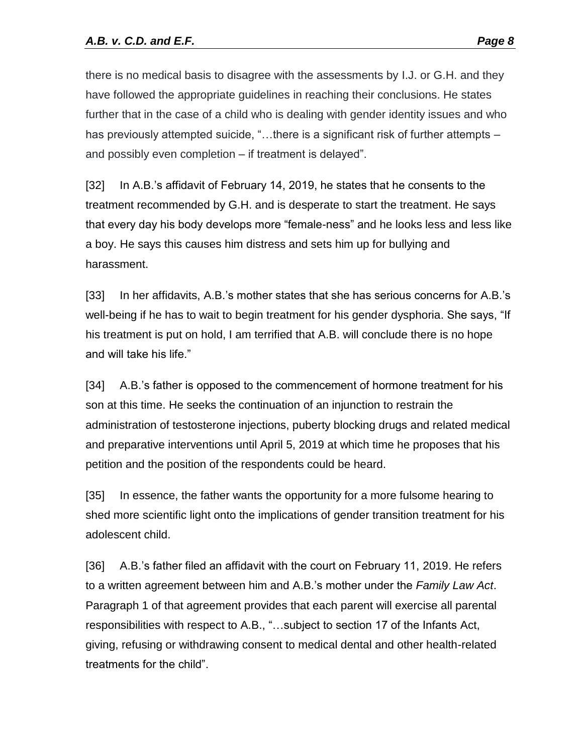there is no medical basis to disagree with the assessments by I.J. or G.H. and they have followed the appropriate guidelines in reaching their conclusions. He states further that in the case of a child who is dealing with gender identity issues and who has previously attempted suicide, "…there is a significant risk of further attempts – and possibly even completion – if treatment is delayed".

[32] In A.B.'s affidavit of February 14, 2019, he states that he consents to the treatment recommended by G.H. and is desperate to start the treatment. He says that every day his body develops more "female-ness" and he looks less and less like a boy. He says this causes him distress and sets him up for bullying and harassment.

[33] In her affidavits, A.B.'s mother states that she has serious concerns for A.B.'s well-being if he has to wait to begin treatment for his gender dysphoria. She says, "If his treatment is put on hold, I am terrified that A.B. will conclude there is no hope and will take his life."

[34] A.B.'s father is opposed to the commencement of hormone treatment for his son at this time. He seeks the continuation of an injunction to restrain the administration of testosterone injections, puberty blocking drugs and related medical and preparative interventions until April 5, 2019 at which time he proposes that his petition and the position of the respondents could be heard.

[35] In essence, the father wants the opportunity for a more fulsome hearing to shed more scientific light onto the implications of gender transition treatment for his adolescent child.

[36] A.B.'s father filed an affidavit with the court on February 11, 2019. He refers to a written agreement between him and A.B.'s mother under the *Family Law Act*. Paragraph 1 of that agreement provides that each parent will exercise all parental responsibilities with respect to A.B., "…subject to section 17 of the Infants Act, giving, refusing or withdrawing consent to medical dental and other health-related treatments for the child".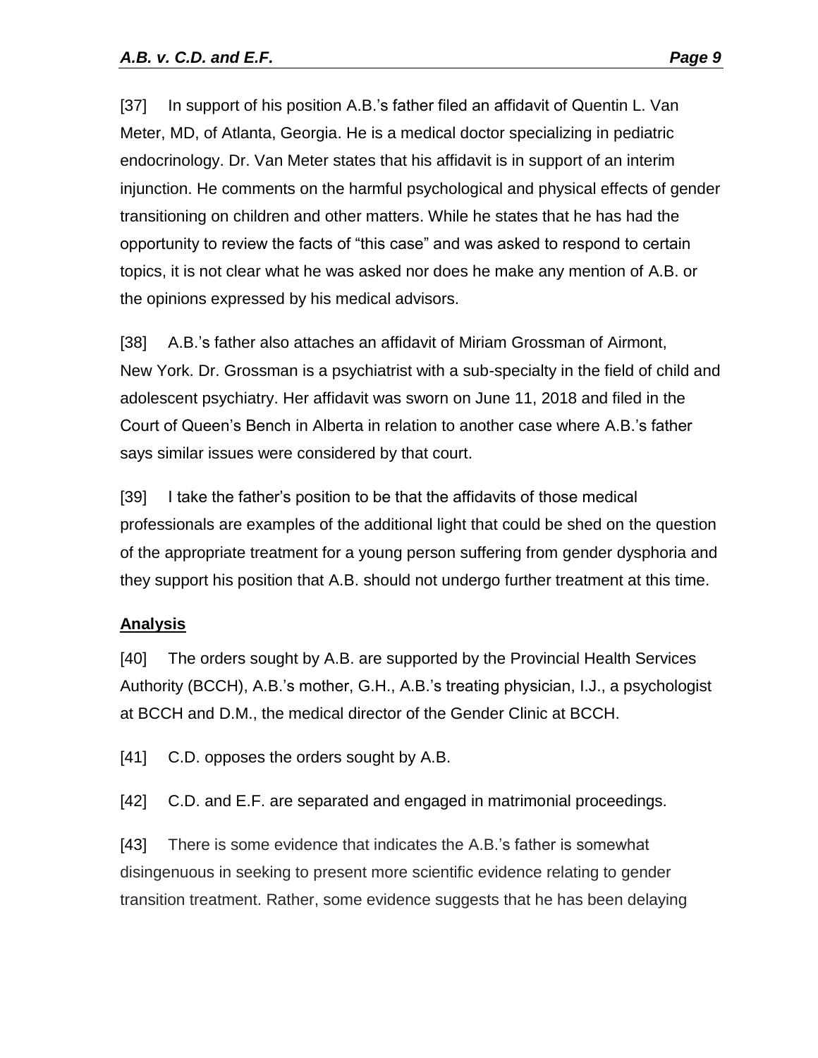[37] In support of his position A.B.'s father filed an affidavit of Quentin L. Van Meter, MD, of Atlanta, Georgia. He is a medical doctor specializing in pediatric endocrinology. Dr. Van Meter states that his affidavit is in support of an interim injunction. He comments on the harmful psychological and physical effects of gender transitioning on children and other matters. While he states that he has had the opportunity to review the facts of "this case" and was asked to respond to certain topics, it is not clear what he was asked nor does he make any mention of A.B. or the opinions expressed by his medical advisors.

[38] A.B.'s father also attaches an affidavit of Miriam Grossman of Airmont, New York. Dr. Grossman is a psychiatrist with a sub-specialty in the field of child and adolescent psychiatry. Her affidavit was sworn on June 11, 2018 and filed in the Court of Queen's Bench in Alberta in relation to another case where A.B.'s father says similar issues were considered by that court.

[39] I take the father's position to be that the affidavits of those medical professionals are examples of the additional light that could be shed on the question of the appropriate treatment for a young person suffering from gender dysphoria and they support his position that A.B. should not undergo further treatment at this time.

**Analysis**

[40] The orders sought by A.B. are supported by the Provincial Health Services Authority (BCCH), A.B.'s mother, G.H., A.B.'s treating physician, I.J., a psychologist at BCCH and D.M., the medical director of the Gender Clinic at BCCH.

[41] C.D. opposes the orders sought by A.B.

[42] C.D. and E.F. are separated and engaged in matrimonial proceedings.

[43] There is some evidence that indicates the A.B.'s father is somewhat disingenuous in seeking to present more scientific evidence relating to gender transition treatment. Rather, some evidence suggests that he has been delaying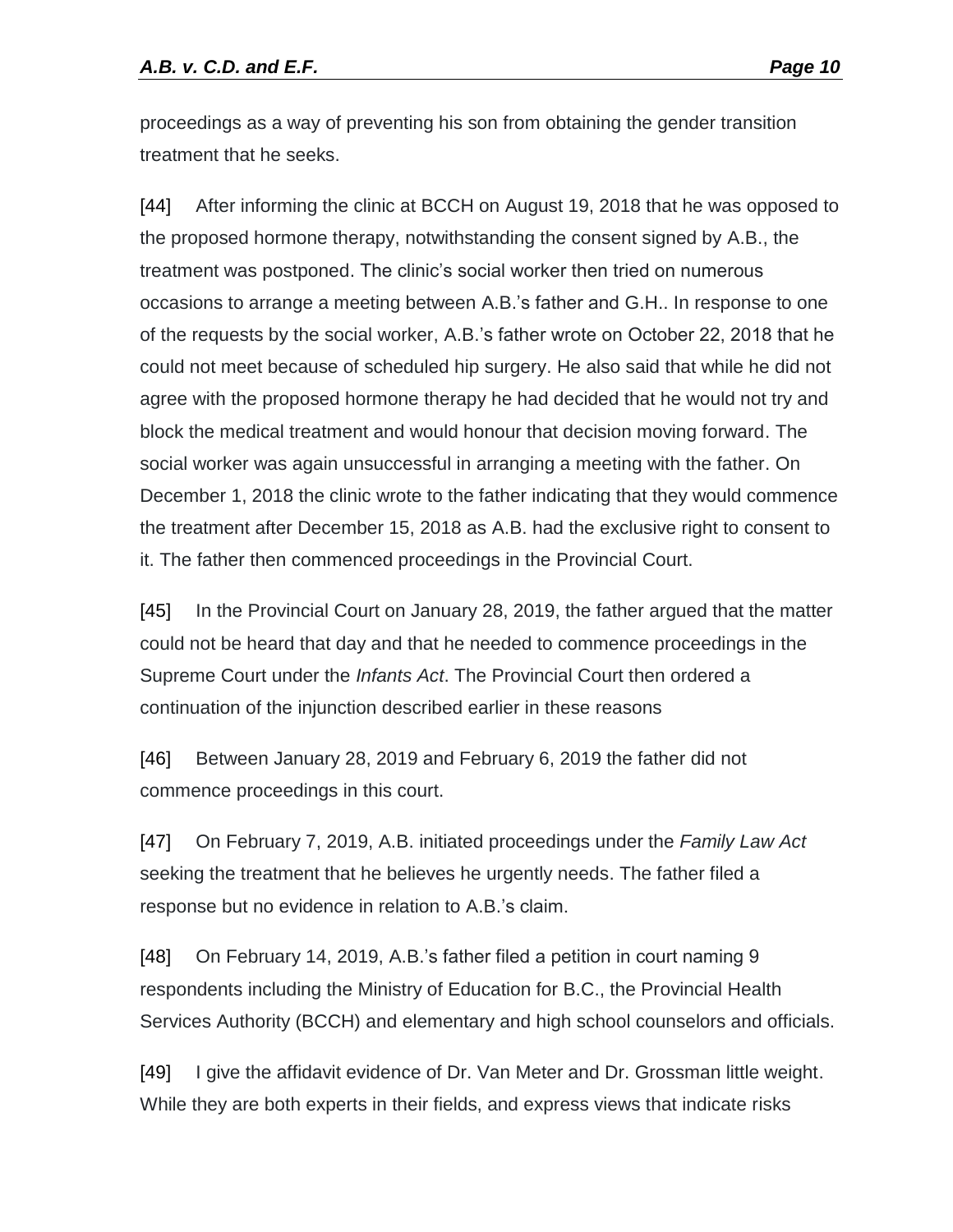proceedings as a way of preventing his son from obtaining the gender transition treatment that he seeks.

[44] After informing the clinic at BCCH on August 19, 2018 that he was opposed to the proposed hormone therapy, notwithstanding the consent signed by A.B., the treatment was postponed. The clinic's social worker then tried on numerous occasions to arrange a meeting between A.B.'s father and G.H.. In response to one of the requests by the social worker, A.B.'s father wrote on October 22, 2018 that he could not meet because of scheduled hip surgery. He also said that while he did not agree with the proposed hormone therapy he had decided that he would not try and block the medical treatment and would honour that decision moving forward. The social worker was again unsuccessful in arranging a meeting with the father. On December 1, 2018 the clinic wrote to the father indicating that they would commence the treatment after December 15, 2018 as A.B. had the exclusive right to consent to it. The father then commenced proceedings in the Provincial Court.

[45] In the Provincial Court on January 28, 2019, the father argued that the matter could not be heard that day and that he needed to commence proceedings in the Supreme Court under the *Infants Act*. The Provincial Court then ordered a continuation of the injunction described earlier in these reasons

[46] Between January 28, 2019 and February 6, 2019 the father did not commence proceedings in this court.

[47] On February 7, 2019, A.B. initiated proceedings under the *Family Law Act* seeking the treatment that he believes he urgently needs. The father filed a response but no evidence in relation to A.B.'s claim.

[48] On February 14, 2019, A.B.'s father filed a petition in court naming 9 respondents including the Ministry of Education for B.C., the Provincial Health Services Authority (BCCH) and elementary and high school counselors and officials.

[49] I give the affidavit evidence of Dr. Van Meter and Dr. Grossman little weight. While they are both experts in their fields, and express views that indicate risks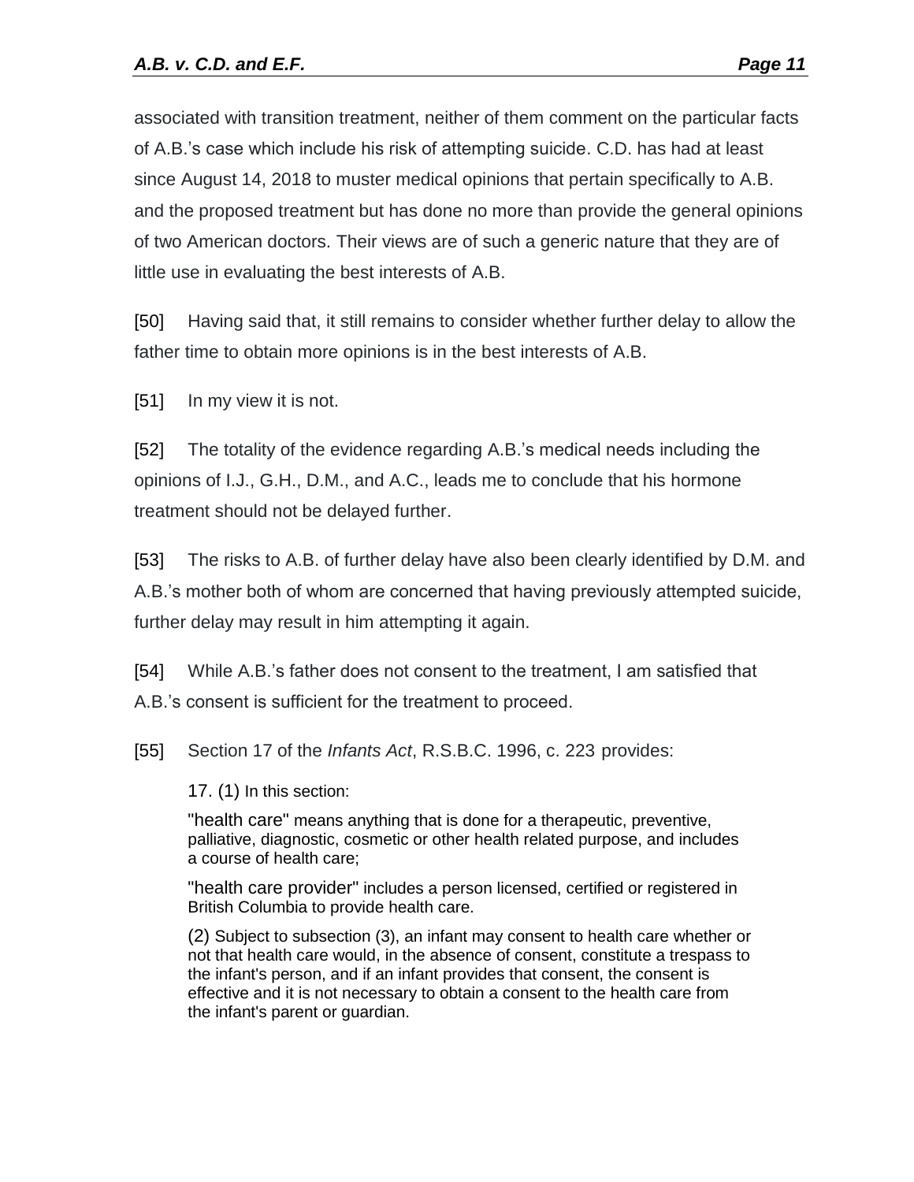associated with transition treatment, neither of them comment on the particular facts of A.B.'s case which include his risk of attempting suicide. C.D. has had at least since August 14, 2018 to muster medical opinions that pertain specifically to A.B. and the proposed treatment but has done no more than provide the general opinions of two American doctors. Their views are of such a generic nature that they are of little use in evaluating the best interests of A.B.

[50] Having said that, it still remains to consider whether further delay to allow the father time to obtain more opinions is in the best interests of A.B.

[51] In my view it is not.

[52] The totality of the evidence regarding A.B.'s medical needs including the opinions of I.J., G.H., D.M., and A.C., leads me to conclude that his hormone treatment should not be delayed further.

[53] The risks to A.B. of further delay have also been clearly identified by D.M. and A.B.'s mother both of whom are concerned that having previously attempted suicide, further delay may result in him attempting it again.

[54] While A.B.'s father does not consent to the treatment, I am satisfied that A.B.'s consent is sufficient for the treatment to proceed.

[55] Section 17 of the *Infants Act*, R.S.B.C. 1996, c. 223 provides:

> 17. (1) In this section:
>
> "health care" means anything that is done for a therapeutic, preventive, palliative, diagnostic, cosmetic or other health related purpose, and includes a course of health care;
>
> "health care provider" includes a person licensed, certified or registered in British Columbia to provide health care.
>
> (2) Subject to subsection (3), an infant may consent to health care whether or not that health care would, in the absence of consent, constitute a trespass to the infant's person, and if an infant provides that consent, the consent is effective and it is not necessary to obtain a consent to the health care from the infant's parent or guardian.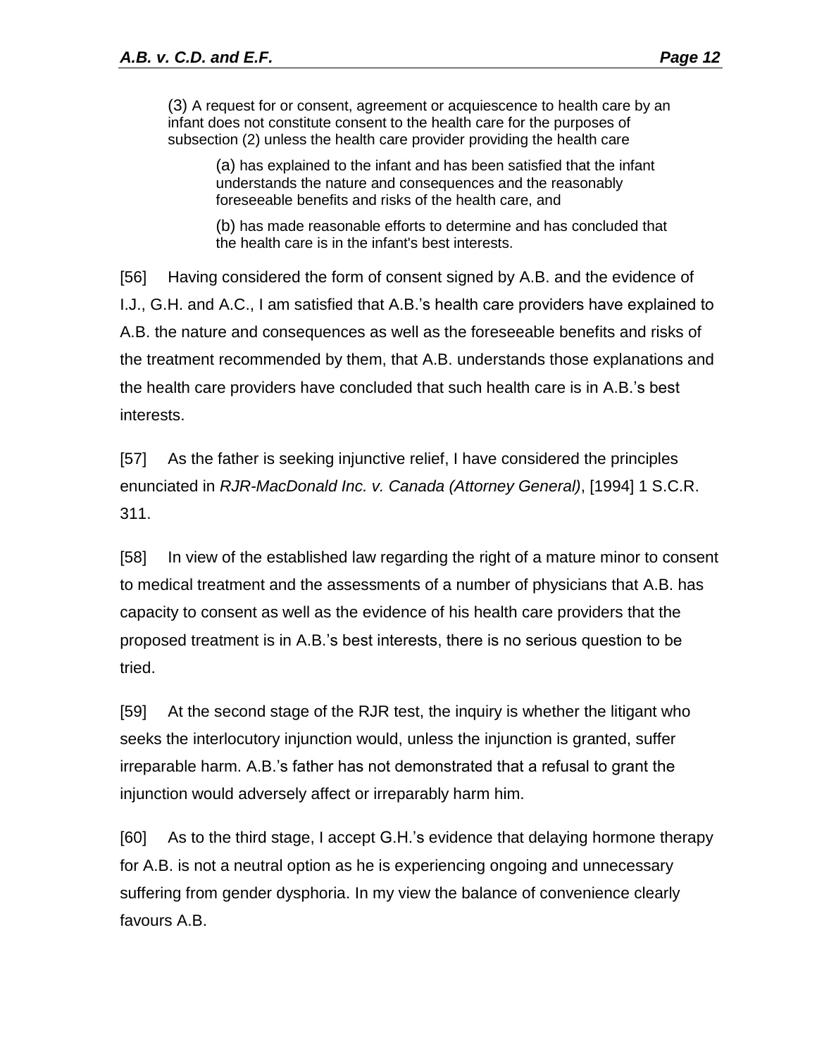> (3) A request for or consent, agreement or acquiescence to health care by an infant does not constitute consent to the health care for the purposes of subsection (2) unless the health care provider providing the health care
>
> > (a) has explained to the infant and has been satisfied that the infant understands the nature and consequences and the reasonably foreseeable benefits and risks of the health care, and
> >
> > (b) has made reasonable efforts to determine and has concluded that the health care is in the infant's best interests.

[56] Having considered the form of consent signed by A.B. and the evidence of I.J., G.H. and A.C., I am satisfied that A.B.'s health care providers have explained to A.B. the nature and consequences as well as the foreseeable benefits and risks of the treatment recommended by them, that A.B. understands those explanations and the health care providers have concluded that such health care is in A.B.'s best interests.

[57] As the father is seeking injunctive relief, I have considered the principles enunciated in *RJR-MacDonald Inc. v. Canada (Attorney General)*, [1994] 1 S.C.R. 311.

[58] In view of the established law regarding the right of a mature minor to consent to medical treatment and the assessments of a number of physicians that A.B. has capacity to consent as well as the evidence of his health care providers that the proposed treatment is in A.B.'s best interests, there is no serious question to be tried.

[59] At the second stage of the RJR test, the inquiry is whether the litigant who seeks the interlocutory injunction would, unless the injunction is granted, suffer irreparable harm. A.B.'s father has not demonstrated that a refusal to grant the injunction would adversely affect or irreparably harm him.

[60] As to the third stage, I accept G.H.'s evidence that delaying hormone therapy for A.B. is not a neutral option as he is experiencing ongoing and unnecessary suffering from gender dysphoria. In my view the balance of convenience clearly favours A.B.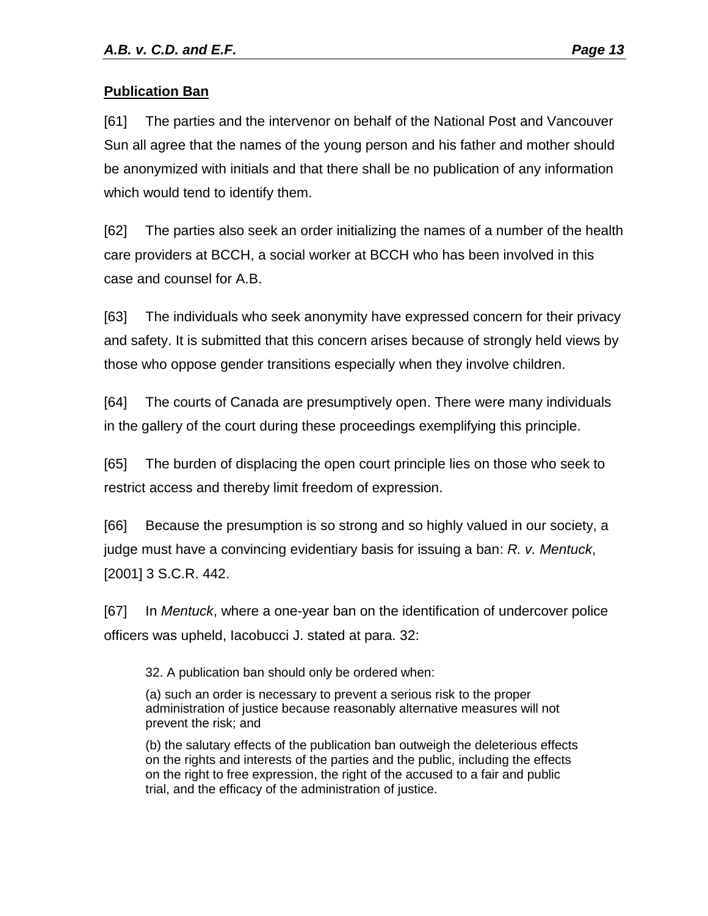**Publication Ban**

[61] The parties and the intervenor on behalf of the National Post and Vancouver Sun all agree that the names of the young person and his father and mother should be anonymized with initials and that there shall be no publication of any information which would tend to identify them.

[62] The parties also seek an order initializing the names of a number of the health care providers at BCCH, a social worker at BCCH who has been involved in this case and counsel for A.B.

[63] The individuals who seek anonymity have expressed concern for their privacy and safety. It is submitted that this concern arises because of strongly held views by those who oppose gender transitions especially when they involve children.

[64] The courts of Canada are presumptively open. There were many individuals in the gallery of the court during these proceedings exemplifying this principle.

[65] The burden of displacing the open court principle lies on those who seek to restrict access and thereby limit freedom of expression.

[66] Because the presumption is so strong and so highly valued in our society, a judge must have a convincing evidentiary basis for issuing a ban: *R. v. Mentuck*, [2001] 3 S.C.R. 442.

[67] In *Mentuck*, where a one-year ban on the identification of undercover police officers was upheld, Iacobucci J. stated at para. 32:

> 32. A publication ban should only be ordered when:
>
> (a) such an order is necessary to prevent a serious risk to the proper administration of justice because reasonably alternative measures will not prevent the risk; and
>
> (b) the salutary effects of the publication ban outweigh the deleterious effects on the rights and interests of the parties and the public, including the effects on the right to free expression, the right of the accused to a fair and public trial, and the efficacy of the administration of justice.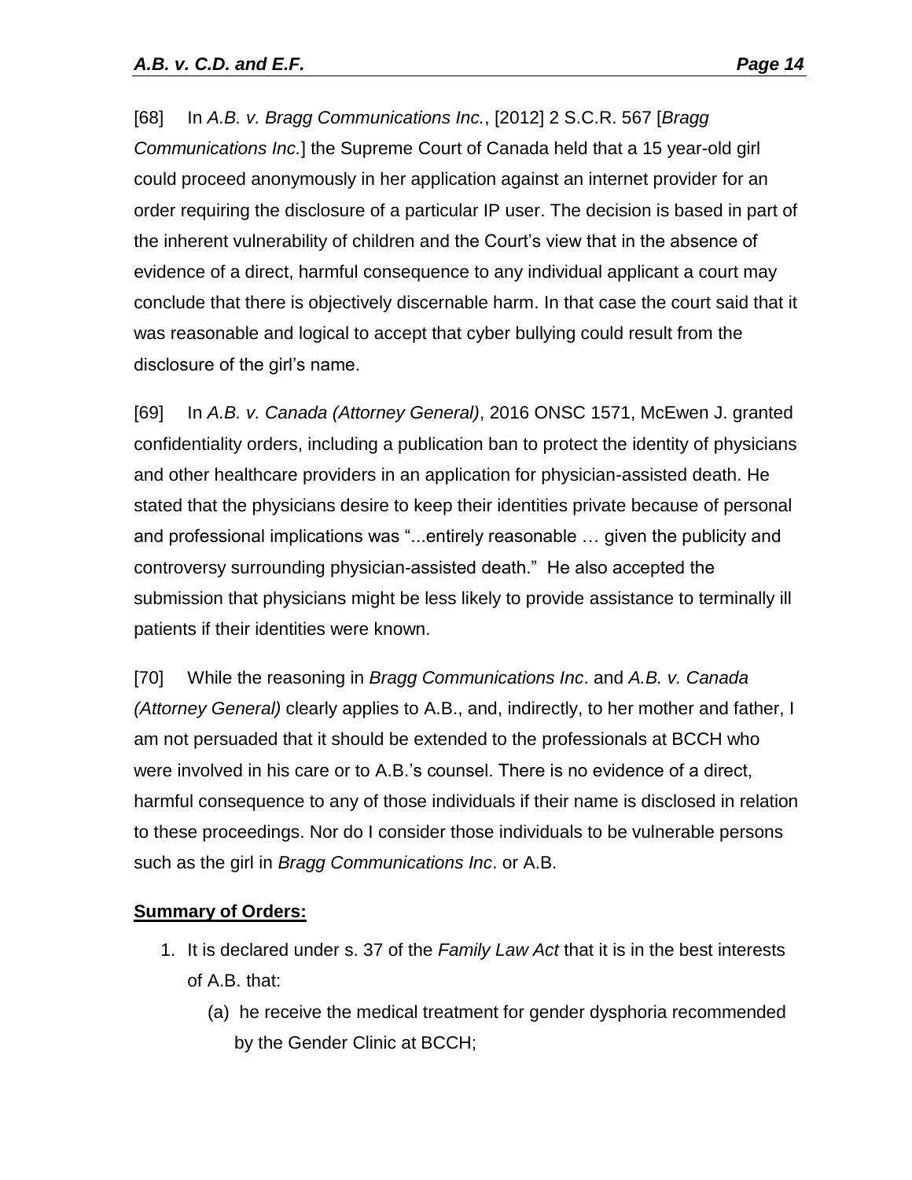[68] In *A.B. v. Bragg Communications Inc.*, [2012] 2 S.C.R. 567 [*Bragg Communications Inc.*] the Supreme Court of Canada held that a 15 year-old girl could proceed anonymously in her application against an internet provider for an order requiring the disclosure of a particular IP user. The decision is based in part of the inherent vulnerability of children and the Court's view that in the absence of evidence of a direct, harmful consequence to any individual applicant a court may conclude that there is objectively discernable harm. In that case the court said that it was reasonable and logical to accept that cyber bullying could result from the disclosure of the girl's name.

[69] In *A.B. v. Canada (Attorney General)*, 2016 ONSC 1571, McEwen J. granted confidentiality orders, including a publication ban to protect the identity of physicians and other healthcare providers in an application for physician-assisted death. He stated that the physicians desire to keep their identities private because of personal and professional implications was "...entirely reasonable … given the publicity and controversy surrounding physician-assisted death." He also accepted the submission that physicians might be less likely to provide assistance to terminally ill patients if their identities were known.

[70] While the reasoning in *Bragg Communications Inc*. and *A.B. v. Canada (Attorney General)* clearly applies to A.B., and, indirectly, to her mother and father, I am not persuaded that it should be extended to the professionals at BCCH who were involved in his care or to A.B.'s counsel. There is no evidence of a direct, harmful consequence to any of those individuals if their name is disclosed in relation to these proceedings. Nor do I consider those individuals to be vulnerable persons such as the girl in *Bragg Communications Inc*. or A.B.

**Summary of Orders:**

1. It is declared under s. 37 of the *Family Law Act* that it is in the best interests of A.B. that:
   (a) he receive the medical treatment for gender dysphoria recommended by the Gender Clinic at BCCH;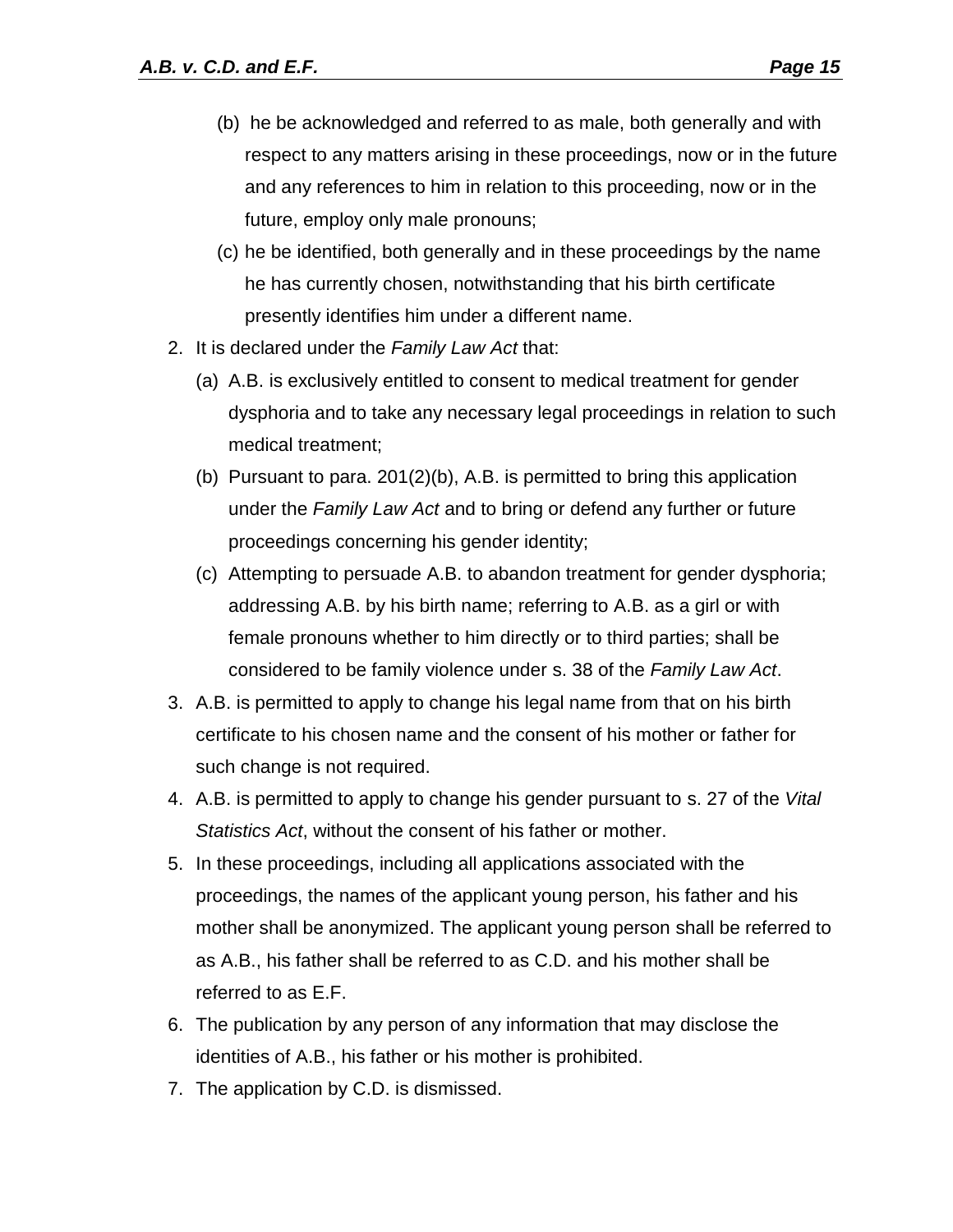(b) he be acknowledged and referred to as male, both generally and with respect to any matters arising in these proceedings, now or in the future and any references to him in relation to this proceeding, now or in the future, employ only male pronouns;

(c) he be identified, both generally and in these proceedings by the name he has currently chosen, notwithstanding that his birth certificate presently identifies him under a different name.

2. It is declared under the *Family Law Act* that:
   (a) A.B. is exclusively entitled to consent to medical treatment for gender dysphoria and to take any necessary legal proceedings in relation to such medical treatment;
   (b) Pursuant to para. 201(2)(b), A.B. is permitted to bring this application under the *Family Law Act* and to bring or defend any further or future proceedings concerning his gender identity;
   (c) Attempting to persuade A.B. to abandon treatment for gender dysphoria; addressing A.B. by his birth name; referring to A.B. as a girl or with female pronouns whether to him directly or to third parties; shall be considered to be family violence under s. 38 of the *Family Law Act*.
3. A.B. is permitted to apply to change his legal name from that on his birth certificate to his chosen name and the consent of his mother or father for such change is not required.
4. A.B. is permitted to apply to change his gender pursuant to s. 27 of the *Vital Statistics Act*, without the consent of his father or mother.
5. In these proceedings, including all applications associated with the proceedings, the names of the applicant young person, his father and his mother shall be anonymized. The applicant young person shall be referred to as A.B., his father shall be referred to as C.D. and his mother shall be referred to as E.F.
6. The publication by any person of any information that may disclose the identities of A.B., his father or his mother is prohibited.
7. The application by C.D. is dismissed.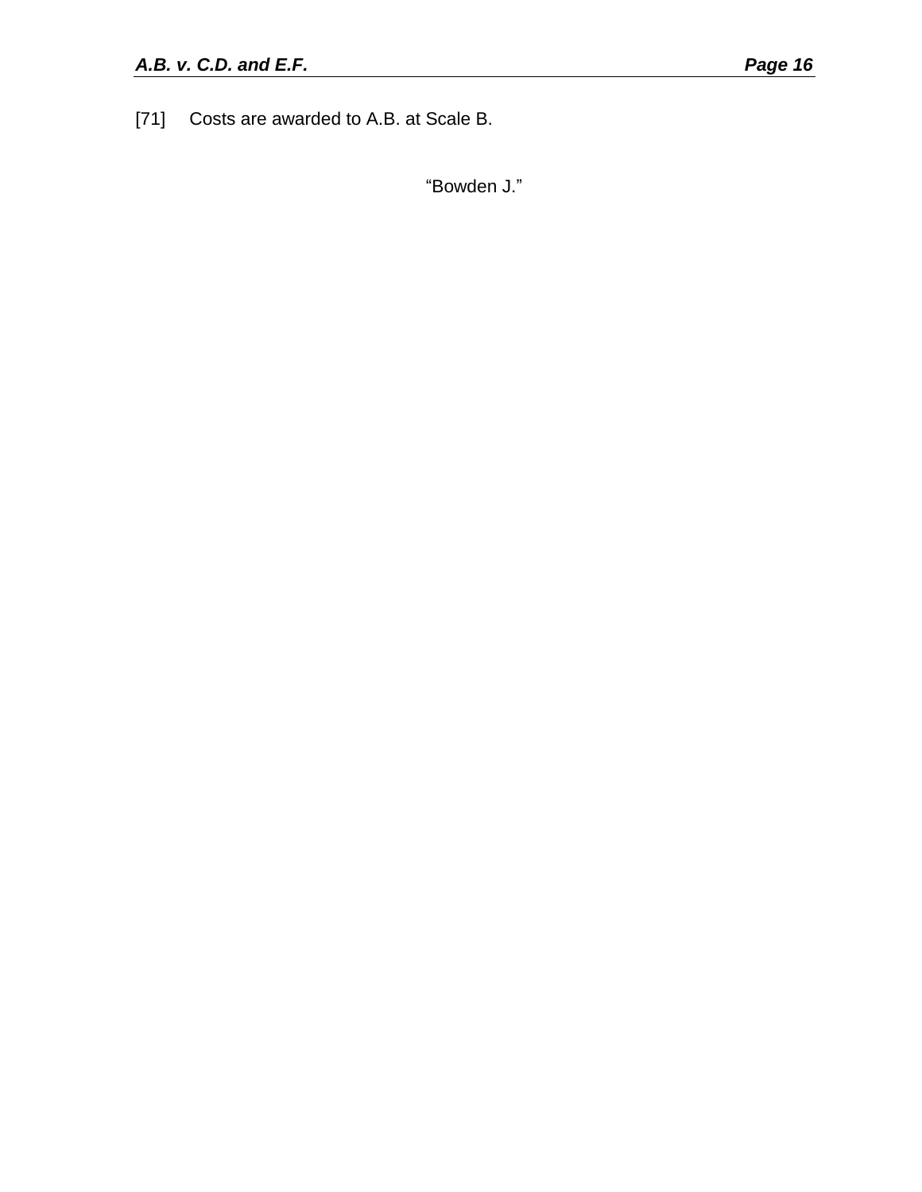[71] Costs are awarded to A.B. at Scale B.

“Bowden J.”